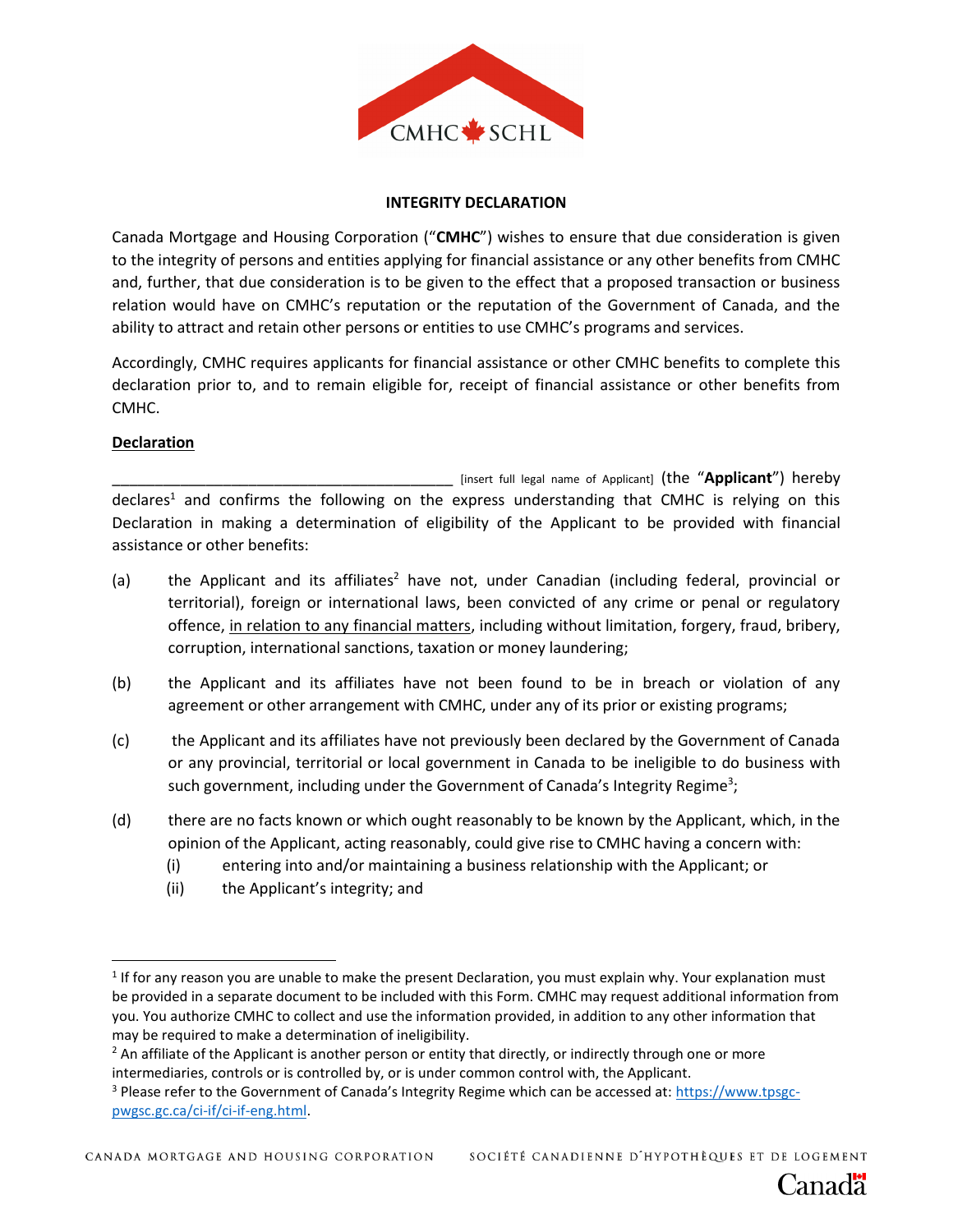# INTEGRITY DECLARATION

Canada Mortgage and Housing Corporation ("**CMHC**") wishes to ensure that due consideration is given to the integrity of persons and entities applying for financial assistance or any other benefits from CMHC and, further, that due consideration is to be given to the effect that a proposed transaction or business relation would have on CMHC's reputation or the reputation of the Government of Canada, and the ability to attract and retain other persons or entities to use CMHC's programs and services.

Accordingly, CMHC requires applicants for financial assistance or other CMHC benefits to complete this declaration prior to, and to remain eligible for, receipt of financial assistance or other benefits from CMHC.

## Declaration

\_\_\_\_\_\_\_\_\_\_\_\_\_\_\_\_\_\_\_\_\_\_\_\_\_\_\_\_\_\_\_\_\_\_\_\_\_\_\_\_\_\_ [insert full legal name of Applicant] (the "**Applicant**") hereby declares[1] and confirms the following on the express understanding that CMHC is relying on this Declaration in making a determination of eligibility of the Applicant to be provided with financial assistance or other benefits:

(a) the Applicant and its affiliates[2] have not, under Canadian (including federal, provincial or territorial), foreign or international laws, been convicted of any crime or penal or regulatory offence, <u>in relation to any financial matters</u>, including without limitation, forgery, fraud, bribery, corruption, international sanctions, taxation or money laundering;

(b) the Applicant and its affiliates have not been found to be in breach or violation of any agreement or other arrangement with CMHC, under any of its prior or existing programs;

(c) the Applicant and its affiliates have not previously been declared by the Government of Canada or any provincial, territorial or local government in Canada to be ineligible to do business with such government, including under the Government of Canada's Integrity Regime[3];

(d) there are no facts known or which ought reasonably to be known by the Applicant, which, in the opinion of the Applicant, acting reasonably, could give rise to CMHC having a concern with:

  (i) entering into and/or maintaining a business relationship with the Applicant; or

  (ii) the Applicant's integrity; and

---

[1] If for any reason you are unable to make the present Declaration, you must explain why. Your explanation must be provided in a separate document to be included with this Form. CMHC may request additional information from you. You authorize CMHC to collect and use the information provided, in addition to any other information that may be required to make a determination of ineligibility.

[2] An affiliate of the Applicant is another person or entity that directly, or indirectly through one or more intermediaries, controls or is controlled by, or is under common control with, the Applicant.

[3] Please refer to the Government of Canada's Integrity Regime which can be accessed at: https://www.tpsgc-pwgsc.gc.ca/ci-if/ci-if-eng.html.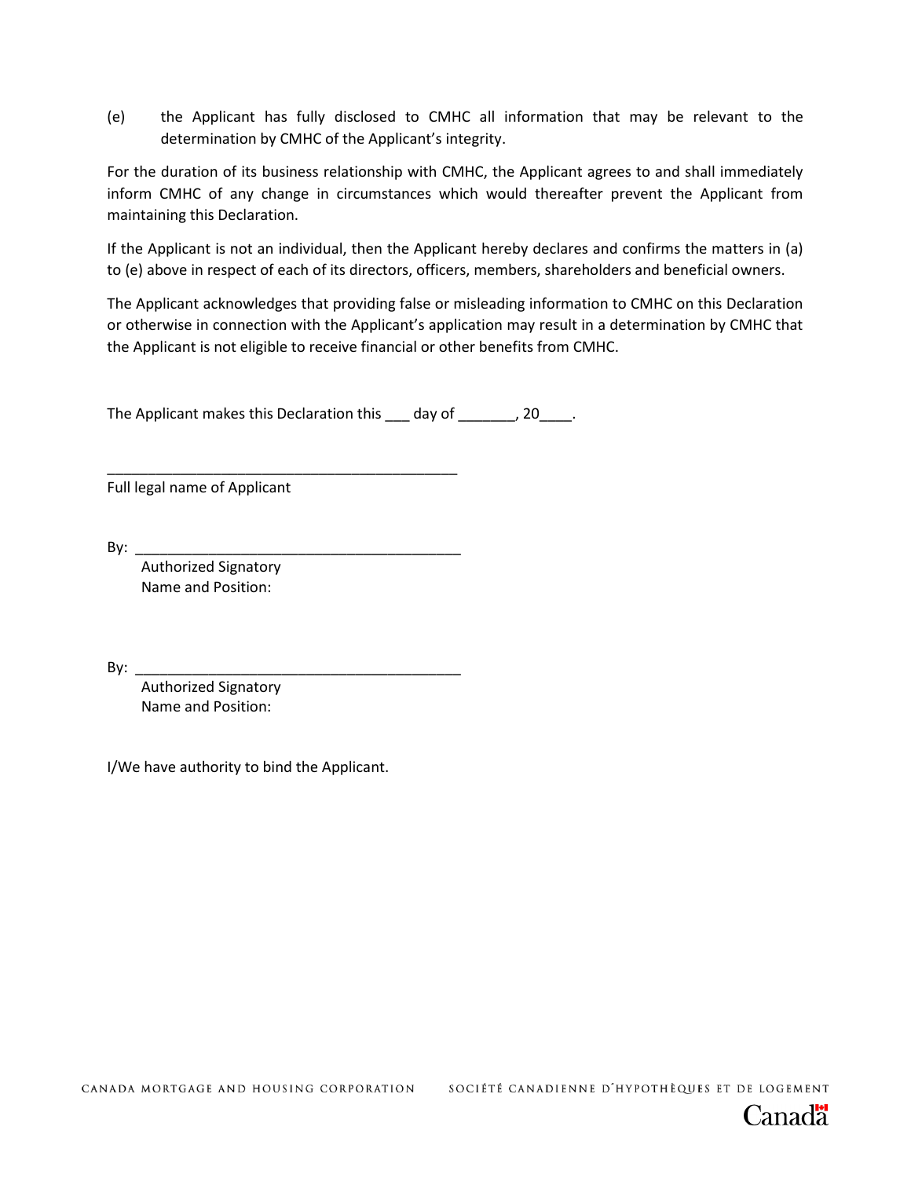(e) the Applicant has fully disclosed to CMHC all information that may be relevant to the determination by CMHC of the Applicant's integrity.

For the duration of its business relationship with CMHC, the Applicant agrees to and shall immediately inform CMHC of any change in circumstances which would thereafter prevent the Applicant from maintaining this Declaration.

If the Applicant is not an individual, then the Applicant hereby declares and confirms the matters in (a) to (e) above in respect of each of its directors, officers, members, shareholders and beneficial owners.

The Applicant acknowledges that providing false or misleading information to CMHC on this Declaration or otherwise in connection with the Applicant's application may result in a determination by CMHC that the Applicant is not eligible to receive financial or other benefits from CMHC.

The Applicant makes this Declaration this ___ day of _______, 20____.

_____________________________________________
Full legal name of Applicant

By: _________________________________________
Authorized Signatory
Name and Position:

By: _________________________________________
Authorized Signatory
Name and Position:

I/We have authority to bind the Applicant.